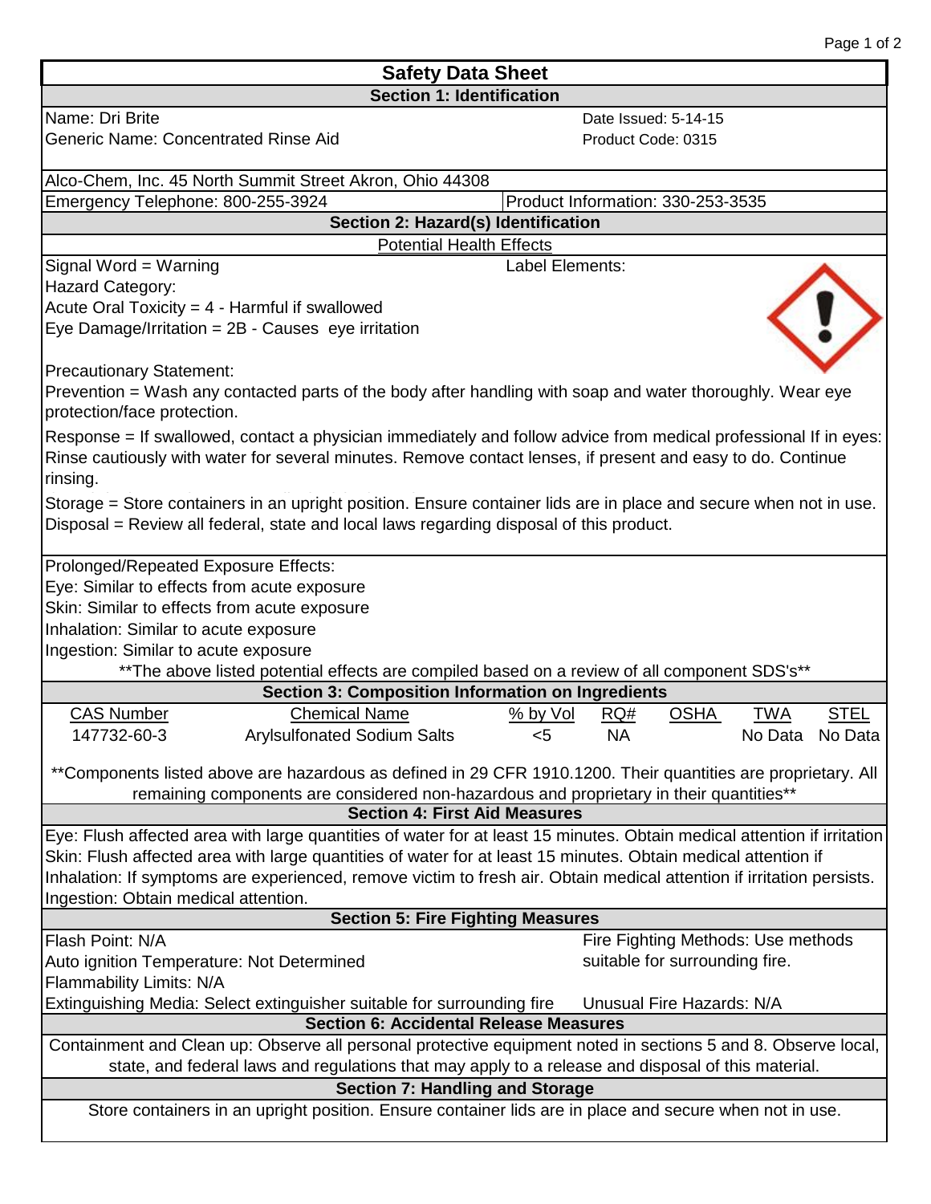# Safety Data Sheet

## Section 1: Identification

Name: Dri Brite

Generic Name: Concentrated Rinse Aid

Date Issued: 5-14-15

Product Code: 0315

Alco-Chem, Inc. 45 North Summit Street Akron, Ohio 44308

Emergency Telephone: 800-255-3924

Product Information: 330-253-3535

## Section 2: Hazard(s) Identification

Potential Health Effects

Signal Word = Warning

Label Elements:

Hazard Category:

Acute Oral Toxicity = 4 - Harmful if swallowed

Eye Damage/Irritation = 2B - Causes eye irritation

Precautionary Statement:

Prevention = Wash any contacted parts of the body after handling with soap and water thoroughly. Wear eye protection/face protection.

Response = If swallowed, contact a physician immediately and follow advice from medical professional If in eyes: Rinse cautiously with water for several minutes. Remove contact lenses, if present and easy to do. Continue rinsing.

Storage = Store containers in an upright position. Ensure container lids are in place and secure when not in use.

Disposal = Review all federal, state and local laws regarding disposal of this product.

Prolonged/Repeated Exposure Effects:

Eye: Similar to effects from acute exposure

Skin: Similar to effects from acute exposure

Inhalation: Similar to acute exposure

Ingestion: Similar to acute exposure

**The above listed potential effects are compiled based on a review of all component SDS's**

## Section 3: Composition Information on Ingredients

| CAS Number | Chemical Name | % by Vol | RQ# | OSHA | TWA | STEL |
|---|---|---|---|---|---|---|
| 147732-60-3 | Arylsulfonated Sodium Salts | <5 | NA | | No Data | No Data |

**Components listed above are hazardous as defined in 29 CFR 1910.1200. Their quantities are proprietary. All remaining components are considered non-hazardous and proprietary in their quantities**

## Section 4: First Aid Measures

Eye: Flush affected area with large quantities of water for at least 15 minutes. Obtain medical attention if irritation

Skin: Flush affected area with large quantities of water for at least 15 minutes. Obtain medical attention if

Inhalation: If symptoms are experienced, remove victim to fresh air. Obtain medical attention if irritation persists.

Ingestion: Obtain medical attention.

## Section 5: Fire Fighting Measures

Flash Point: N/A

Auto ignition Temperature: Not Determined

Flammability Limits: N/A

Extinguishing Media: Select extinguisher suitable for surrounding fire

Fire Fighting Methods: Use methods suitable for surrounding fire.

Unusual Fire Hazards: N/A

## Section 6: Accidental Release Measures

Containment and Clean up: Observe all personal protective equipment noted in sections 5 and 8. Observe local, state, and federal laws and regulations that may apply to a release and disposal of this material.

## Section 7: Handling and Storage

Store containers in an upright position. Ensure container lids are in place and secure when not in use.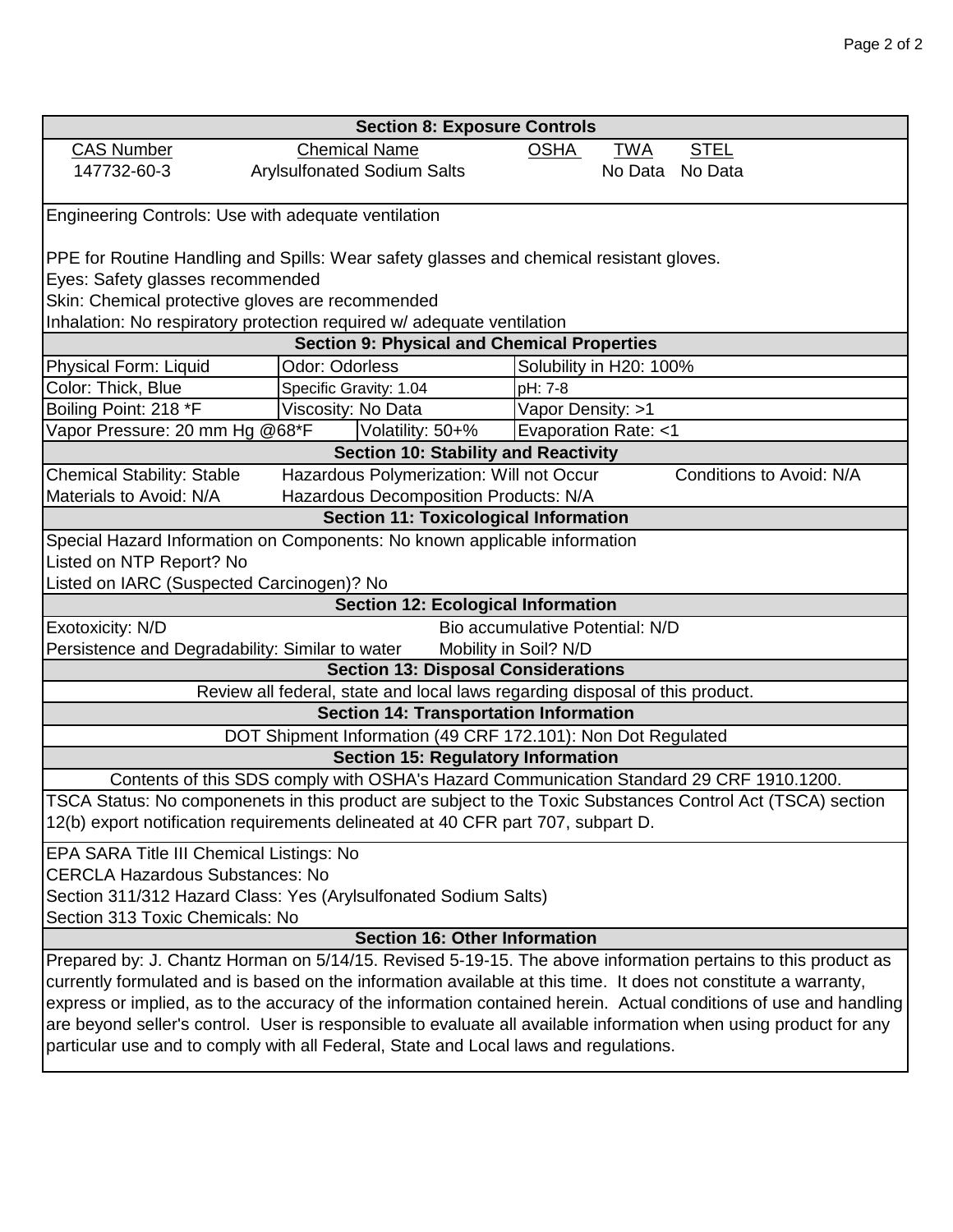## Section 8: Exposure Controls

| CAS Number | Chemical Name | OSHA | TWA | STEL |
|---|---|---|---|---|
| 147732-60-3 | Arylsulfonated Sodium Salts | | No Data | No Data |

Engineering Controls: Use with adequate ventilation

PPE for Routine Handling and Spills: Wear safety glasses and chemical resistant gloves.
Eyes: Safety glasses recommended
Skin: Chemical protective gloves are recommended
Inhalation: No respiratory protection required w/ adequate ventilation

## Section 9: Physical and Chemical Properties

| | | | |
|---|---|---|---|
| Physical Form: Liquid | Odor: Odorless | | Solubility in H20: 100% |
| Color: Thick, Blue | Specific Gravity: 1.04 | | pH: 7-8 |
| Boiling Point: 218 *F | Viscosity: No Data | | Vapor Density: >1 |
| Vapor Pressure: 20 mm Hg @68*F | | Volatility: 50+% | Evaporation Rate: <1 |

## Section 10: Stability and Reactivity

Chemical Stability: Stable    Hazardous Polymerization: Will not Occur    Conditions to Avoid: N/A
Materials to Avoid: N/A    Hazardous Decomposition Products: N/A

## Section 11: Toxicological Information

Special Hazard Information on Components: No known applicable information
Listed on NTP Report? No
Listed on IARC (Suspected Carcinogen)? No

## Section 12: Ecological Information

Exotoxicity: N/D    Bio accumulative Potential: N/D
Persistence and Degradability: Similar to water    Mobility in Soil? N/D

## Section 13: Disposal Considerations

Review all federal, state and local laws regarding disposal of this product.

## Section 14: Transportation Information

DOT Shipment Information (49 CRF 172.101): Non Dot Regulated

## Section 15: Regulatory Information

Contents of this SDS comply with OSHA's Hazard Communication Standard 29 CRF 1910.1200.

TSCA Status: No componenets in this product are subject to the Toxic Substances Control Act (TSCA) section 12(b) export notification requirements delineated at 40 CFR part 707, subpart D.

EPA SARA Title III Chemical Listings: No
CERCLA Hazardous Substances: No
Section 311/312 Hazard Class: Yes (Arylsulfonated Sodium Salts)
Section 313 Toxic Chemicals: No

## Section 16: Other Information

Prepared by: J. Chantz Horman on 5/14/15. Revised 5-19-15. The above information pertains to this product as currently formulated and is based on the information available at this time. It does not constitute a warranty, express or implied, as to the accuracy of the information contained herein. Actual conditions of use and handling are beyond seller's control. User is responsible to evaluate all available information when using product for any particular use and to comply with all Federal, State and Local laws and regulations.